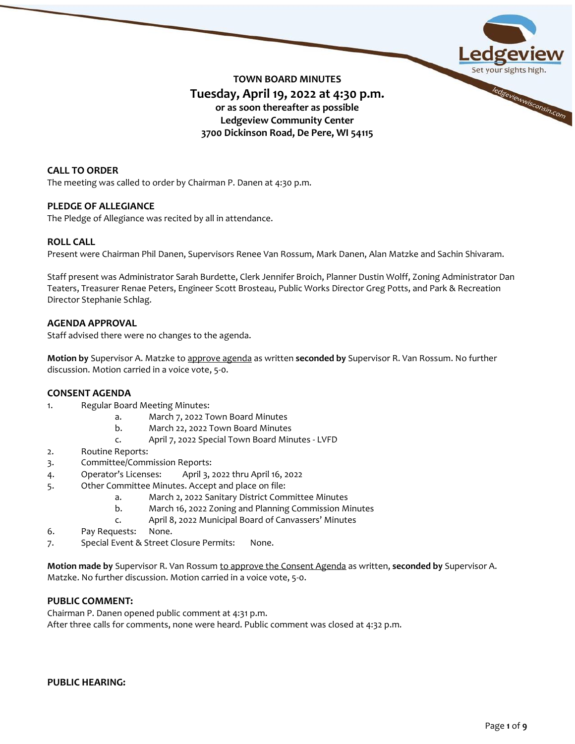# TOWN BOARD MINUTES

## Tuesday, April 19, 2022 at 4:30 p.m.

**or as soon thereafter as possible**
**Ledgeview Community Center**
**3700 Dickinson Road, De Pere, WI 54115**

### CALL TO ORDER

The meeting was called to order by Chairman P. Danen at 4:30 p.m.

### PLEDGE OF ALLEGIANCE

The Pledge of Allegiance was recited by all in attendance.

### ROLL CALL

Present were Chairman Phil Danen, Supervisors Renee Van Rossum, Mark Danen, Alan Matzke and Sachin Shivaram.

Staff present was Administrator Sarah Burdette, Clerk Jennifer Broich, Planner Dustin Wolff, Zoning Administrator Dan Teaters, Treasurer Renae Peters, Engineer Scott Brosteau, Public Works Director Greg Potts, and Park & Recreation Director Stephanie Schlag.

### AGENDA APPROVAL

Staff advised there were no changes to the agenda.

**Motion by** Supervisor A. Matzke to approve agenda as written **seconded by** Supervisor R. Van Rossum. No further discussion. Motion carried in a voice vote, 5-0.

### CONSENT AGENDA

1. Regular Board Meeting Minutes:
   a. March 7, 2022 Town Board Minutes
   b. March 22, 2022 Town Board Minutes
   c. April 7, 2022 Special Town Board Minutes - LVFD
2. Routine Reports:
3. Committee/Commission Reports:
4. Operator's Licenses: April 3, 2022 thru April 16, 2022
5. Other Committee Minutes. Accept and place on file:
   a. March 2, 2022 Sanitary District Committee Minutes
   b. March 16, 2022 Zoning and Planning Commission Minutes
   c. April 8, 2022 Municipal Board of Canvassers' Minutes
6. Pay Requests: None.
7. Special Event & Street Closure Permits: None.

**Motion made by** Supervisor R. Van Rossum to approve the Consent Agenda as written, **seconded by** Supervisor A. Matzke. No further discussion. Motion carried in a voice vote, 5-0.

### PUBLIC COMMENT:

Chairman P. Danen opened public comment at 4:31 p.m.
After three calls for comments, none were heard. Public comment was closed at 4:32 p.m.

### PUBLIC HEARING: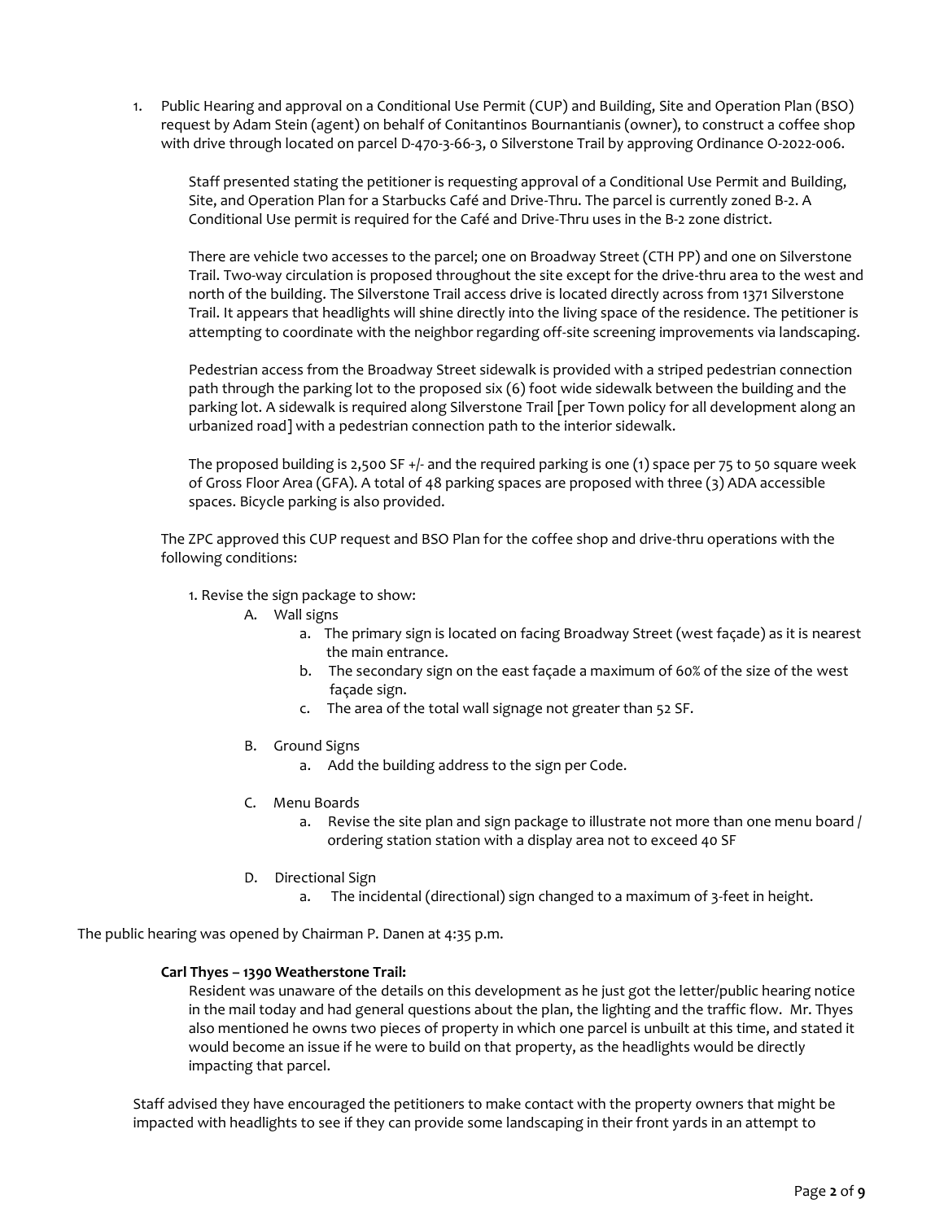1. Public Hearing and approval on a Conditional Use Permit (CUP) and Building, Site and Operation Plan (BSO) request by Adam Stein (agent) on behalf of Conitantinos Bournantianis (owner), to construct a coffee shop with drive through located on parcel D-470-3-66-3, 0 Silverstone Trail by approving Ordinance O-2022-006.

   Staff presented stating the petitioner is requesting approval of a Conditional Use Permit and Building, Site, and Operation Plan for a Starbucks Café and Drive-Thru. The parcel is currently zoned B-2. A Conditional Use permit is required for the Café and Drive-Thru uses in the B-2 zone district.

   There are vehicle two accesses to the parcel; one on Broadway Street (CTH PP) and one on Silverstone Trail. Two-way circulation is proposed throughout the site except for the drive-thru area to the west and north of the building. The Silverstone Trail access drive is located directly across from 1371 Silverstone Trail. It appears that headlights will shine directly into the living space of the residence. The petitioner is attempting to coordinate with the neighbor regarding off-site screening improvements via landscaping.

   Pedestrian access from the Broadway Street sidewalk is provided with a striped pedestrian connection path through the parking lot to the proposed six (6) foot wide sidewalk between the building and the parking lot. A sidewalk is required along Silverstone Trail [per Town policy for all development along an urbanized road] with a pedestrian connection path to the interior sidewalk.

   The proposed building is 2,500 SF +/- and the required parking is one (1) space per 75 to 50 square week of Gross Floor Area (GFA). A total of 48 parking spaces are proposed with three (3) ADA accessible spaces. Bicycle parking is also provided.

   The ZPC approved this CUP request and BSO Plan for the coffee shop and drive-thru operations with the following conditions:

   1. Revise the sign package to show:
      - A. Wall signs
        - a. The primary sign is located on facing Broadway Street (west façade) as it is nearest the main entrance.
        - b. The secondary sign on the east façade a maximum of 60% of the size of the west façade sign.
        - c. The area of the total wall signage not greater than 52 SF.
      - B. Ground Signs
        - a. Add the building address to the sign per Code.
      - C. Menu Boards
        - a. Revise the site plan and sign package to illustrate not more than one menu board / ordering station station with a display area not to exceed 40 SF
      - D. Directional Sign
        - a. The incidental (directional) sign changed to a maximum of 3-feet in height.

The public hearing was opened by Chairman P. Danen at 4:35 p.m.

**Carl Thyes – 1390 Weatherstone Trail:**

Resident was unaware of the details on this development as he just got the letter/public hearing notice in the mail today and had general questions about the plan, the lighting and the traffic flow. Mr. Thyes also mentioned he owns two pieces of property in which one parcel is unbuilt at this time, and stated it would become an issue if he were to build on that property, as the headlights would be directly impacting that parcel.

Staff advised they have encouraged the petitioners to make contact with the property owners that might be impacted with headlights to see if they can provide some landscaping in their front yards in an attempt to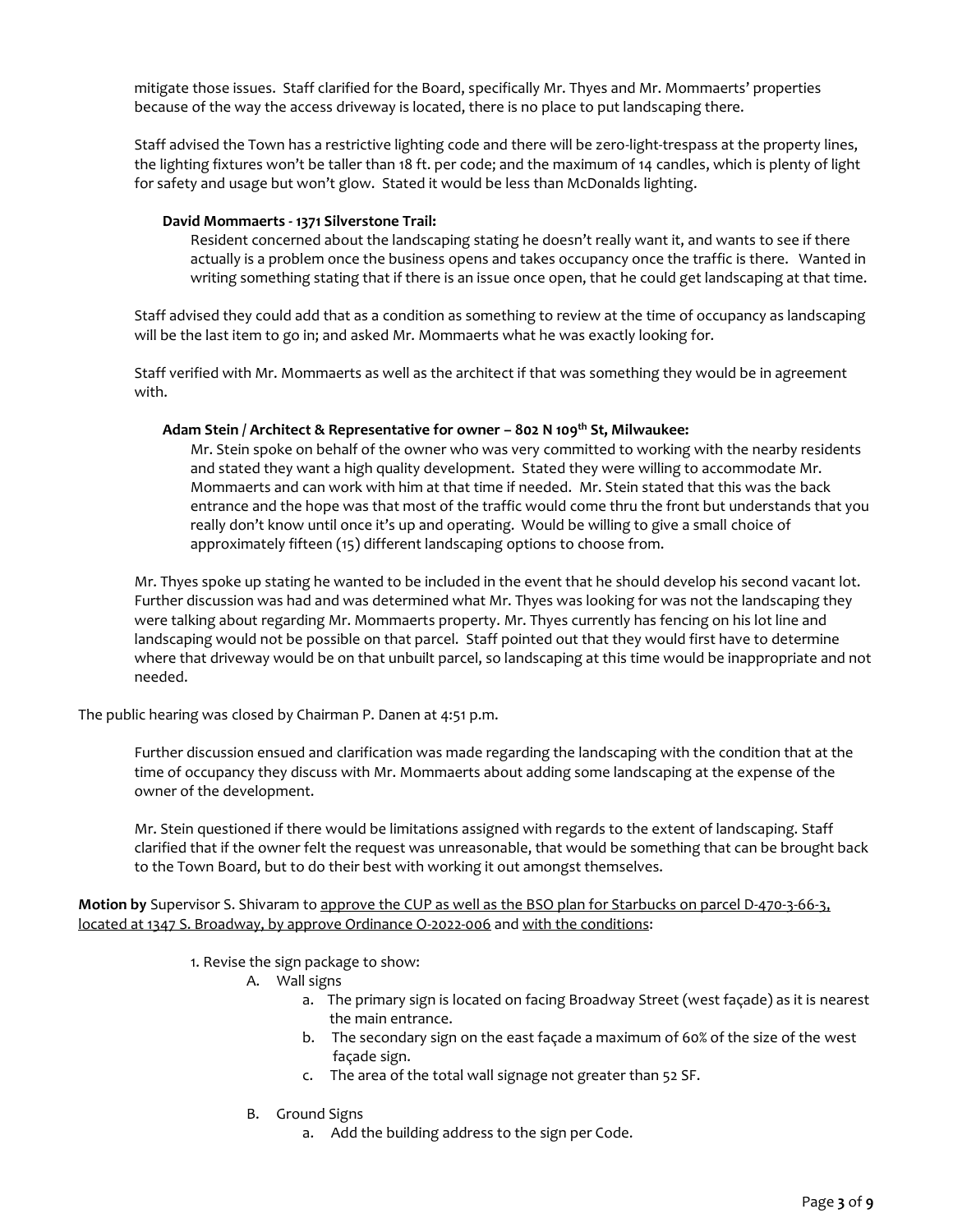mitigate those issues. Staff clarified for the Board, specifically Mr. Thyes and Mr. Mommaerts' properties because of the way the access driveway is located, there is no place to put landscaping there.

Staff advised the Town has a restrictive lighting code and there will be zero-light-trespass at the property lines, the lighting fixtures won't be taller than 18 ft. per code; and the maximum of 14 candles, which is plenty of light for safety and usage but won't glow. Stated it would be less than McDonalds lighting.

**David Mommaerts - 1371 Silverstone Trail:**

Resident concerned about the landscaping stating he doesn't really want it, and wants to see if there actually is a problem once the business opens and takes occupancy once the traffic is there. Wanted in writing something stating that if there is an issue once open, that he could get landscaping at that time.

Staff advised they could add that as a condition as something to review at the time of occupancy as landscaping will be the last item to go in; and asked Mr. Mommaerts what he was exactly looking for.

Staff verified with Mr. Mommaerts as well as the architect if that was something they would be in agreement with.

**Adam Stein / Architect & Representative for owner – 802 N 109th St, Milwaukee:**

Mr. Stein spoke on behalf of the owner who was very committed to working with the nearby residents and stated they want a high quality development. Stated they were willing to accommodate Mr. Mommaerts and can work with him at that time if needed. Mr. Stein stated that this was the back entrance and the hope was that most of the traffic would come thru the front but understands that you really don't know until once it's up and operating. Would be willing to give a small choice of approximately fifteen (15) different landscaping options to choose from.

Mr. Thyes spoke up stating he wanted to be included in the event that he should develop his second vacant lot. Further discussion was had and was determined what Mr. Thyes was looking for was not the landscaping they were talking about regarding Mr. Mommaerts property. Mr. Thyes currently has fencing on his lot line and landscaping would not be possible on that parcel. Staff pointed out that they would first have to determine where that driveway would be on that unbuilt parcel, so landscaping at this time would be inappropriate and not needed.

The public hearing was closed by Chairman P. Danen at 4:51 p.m.

Further discussion ensued and clarification was made regarding the landscaping with the condition that at the time of occupancy they discuss with Mr. Mommaerts about adding some landscaping at the expense of the owner of the development.

Mr. Stein questioned if there would be limitations assigned with regards to the extent of landscaping. Staff clarified that if the owner felt the request was unreasonable, that would be something that can be brought back to the Town Board, but to do their best with working it out amongst themselves.

**Motion by** Supervisor S. Shivaram to approve the CUP as well as the BSO plan for Starbucks on parcel D-470-3-66-3, located at 1347 S. Broadway, by approve Ordinance O-2022-006 and with the conditions:

1. Revise the sign package to show:
   - A. Wall signs
     - a. The primary sign is located on facing Broadway Street (west façade) as it is nearest the main entrance.
     - b. The secondary sign on the east façade a maximum of 60% of the size of the west façade sign.
     - c. The area of the total wall signage not greater than 52 SF.
   - B. Ground Signs
     - a. Add the building address to the sign per Code.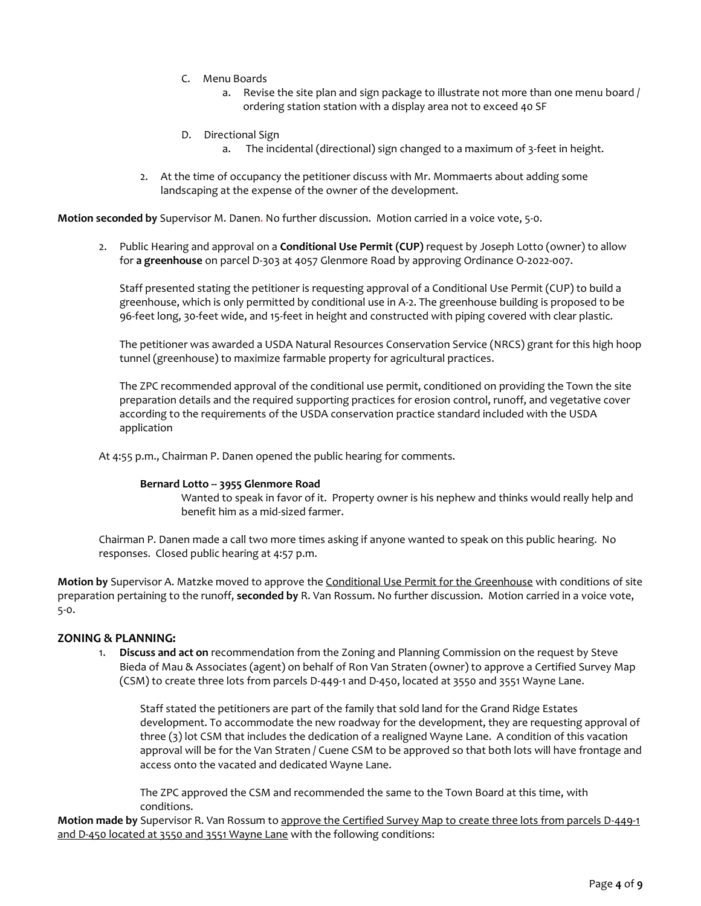C. Menu Boards

   a. Revise the site plan and sign package to illustrate not more than one menu board / ordering station station with a display area not to exceed 40 SF

D. Directional Sign

   a. The incidental (directional) sign changed to a maximum of 3-feet in height.

2. At the time of occupancy the petitioner discuss with Mr. Mommaerts about adding some landscaping at the expense of the owner of the development.

**Motion seconded by** Supervisor M. Danen. No further discussion. Motion carried in a voice vote, 5-0.

2. Public Hearing and approval on a **Conditional Use Permit (CUP)** request by Joseph Lotto (owner) to allow for **a greenhouse** on parcel D-303 at 4057 Glenmore Road by approving Ordinance O-2022-007.

   Staff presented stating the petitioner is requesting approval of a Conditional Use Permit (CUP) to build a greenhouse, which is only permitted by conditional use in A-2. The greenhouse building is proposed to be 96-feet long, 30-feet wide, and 15-feet in height and constructed with piping covered with clear plastic.

   The petitioner was awarded a USDA Natural Resources Conservation Service (NRCS) grant for this high hoop tunnel (greenhouse) to maximize farmable property for agricultural practices.

   The ZPC recommended approval of the conditional use permit, conditioned on providing the Town the site preparation details and the required supporting practices for erosion control, runoff, and vegetative cover according to the requirements of the USDA conservation practice standard included with the USDA application

At 4:55 p.m., Chairman P. Danen opened the public hearing for comments.

**Bernard Lotto -- 3955 Glenmore Road**

Wanted to speak in favor of it. Property owner is his nephew and thinks would really help and benefit him as a mid-sized farmer.

Chairman P. Danen made a call two more times asking if anyone wanted to speak on this public hearing. No responses. Closed public hearing at 4:57 p.m.

**Motion by** Supervisor A. Matzke moved to approve the Conditional Use Permit for the Greenhouse with conditions of site preparation pertaining to the runoff, **seconded by** R. Van Rossum. No further discussion. Motion carried in a voice vote, 5-0.

## ZONING & PLANNING:

1. **Discuss and act on** recommendation from the Zoning and Planning Commission on the request by Steve Bieda of Mau & Associates (agent) on behalf of Ron Van Straten (owner) to approve a Certified Survey Map (CSM) to create three lots from parcels D-449-1 and D-450, located at 3550 and 3551 Wayne Lane.

   Staff stated the petitioners are part of the family that sold land for the Grand Ridge Estates development. To accommodate the new roadway for the development, they are requesting approval of three (3) lot CSM that includes the dedication of a realigned Wayne Lane. A condition of this vacation approval will be for the Van Straten / Cuene CSM to be approved so that both lots will have frontage and access onto the vacated and dedicated Wayne Lane.

   The ZPC approved the CSM and recommended the same to the Town Board at this time, with conditions.

**Motion made by** Supervisor R. Van Rossum to approve the Certified Survey Map to create three lots from parcels D-449-1 and D-450 located at 3550 and 3551 Wayne Lane with the following conditions: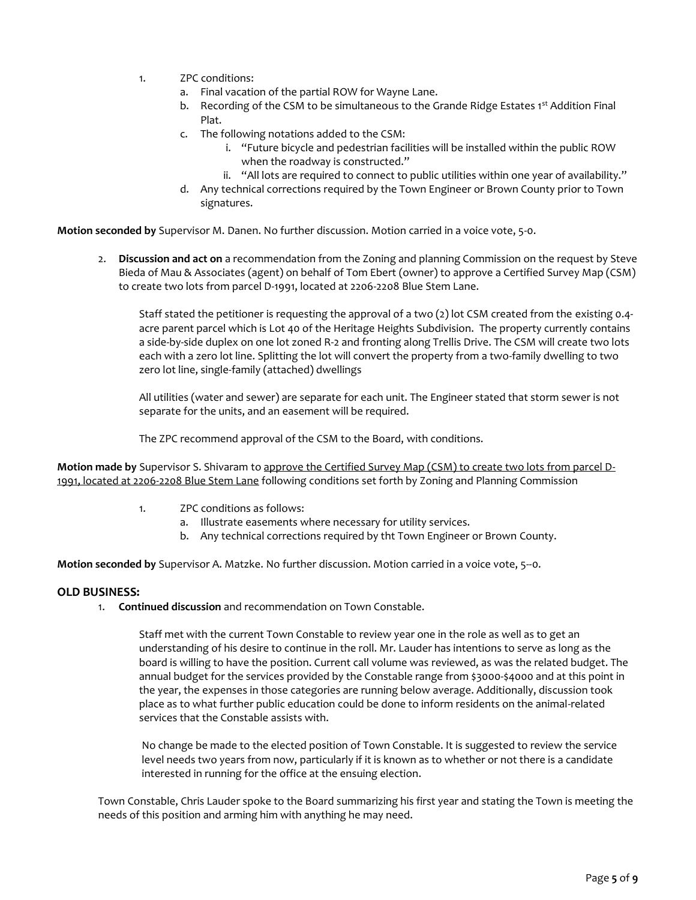1. ZPC conditions:
    a. Final vacation of the partial ROW for Wayne Lane.
    b. Recording of the CSM to be simultaneous to the Grande Ridge Estates 1st Addition Final Plat.
    c. The following notations added to the CSM:
        i. "Future bicycle and pedestrian facilities will be installed within the public ROW when the roadway is constructed."
        ii. "All lots are required to connect to public utilities within one year of availability."
    d. Any technical corrections required by the Town Engineer or Brown County prior to Town signatures.

**Motion seconded by** Supervisor M. Danen. No further discussion. Motion carried in a voice vote, 5-0.

2. **Discussion and act on** a recommendation from the Zoning and planning Commission on the request by Steve Bieda of Mau & Associates (agent) on behalf of Tom Ebert (owner) to approve a Certified Survey Map (CSM) to create two lots from parcel D-1991, located at 2206-2208 Blue Stem Lane.

    Staff stated the petitioner is requesting the approval of a two (2) lot CSM created from the existing 0.4-acre parent parcel which is Lot 40 of the Heritage Heights Subdivision. The property currently contains a side-by-side duplex on one lot zoned R-2 and fronting along Trellis Drive. The CSM will create two lots each with a zero lot line. Splitting the lot will convert the property from a two-family dwelling to two zero lot line, single-family (attached) dwellings

    All utilities (water and sewer) are separate for each unit. The Engineer stated that storm sewer is not separate for the units, and an easement will be required.

    The ZPC recommend approval of the CSM to the Board, with conditions.

**Motion made by** Supervisor S. Shivaram to approve the Certified Survey Map (CSM) to create two lots from parcel D-1991, located at 2206-2208 Blue Stem Lane following conditions set forth by Zoning and Planning Commission

1. ZPC conditions as follows:
    a. Illustrate easements where necessary for utility services.
    b. Any technical corrections required by tht Town Engineer or Brown County.

**Motion seconded by** Supervisor A. Matzke. No further discussion. Motion carried in a voice vote, 5--0.

## OLD BUSINESS:

1. **Continued discussion** and recommendation on Town Constable.

    Staff met with the current Town Constable to review year one in the role as well as to get an understanding of his desire to continue in the roll. Mr. Lauder has intentions to serve as long as the board is willing to have the position. Current call volume was reviewed, as was the related budget. The annual budget for the services provided by the Constable range from $3000-$4000 and at this point in the year, the expenses in those categories are running below average. Additionally, discussion took place as to what further public education could be done to inform residents on the animal-related services that the Constable assists with.

    No change be made to the elected position of Town Constable. It is suggested to review the service level needs two years from now, particularly if it is known as to whether or not there is a candidate interested in running for the office at the ensuing election.

Town Constable, Chris Lauder spoke to the Board summarizing his first year and stating the Town is meeting the needs of this position and arming him with anything he may need.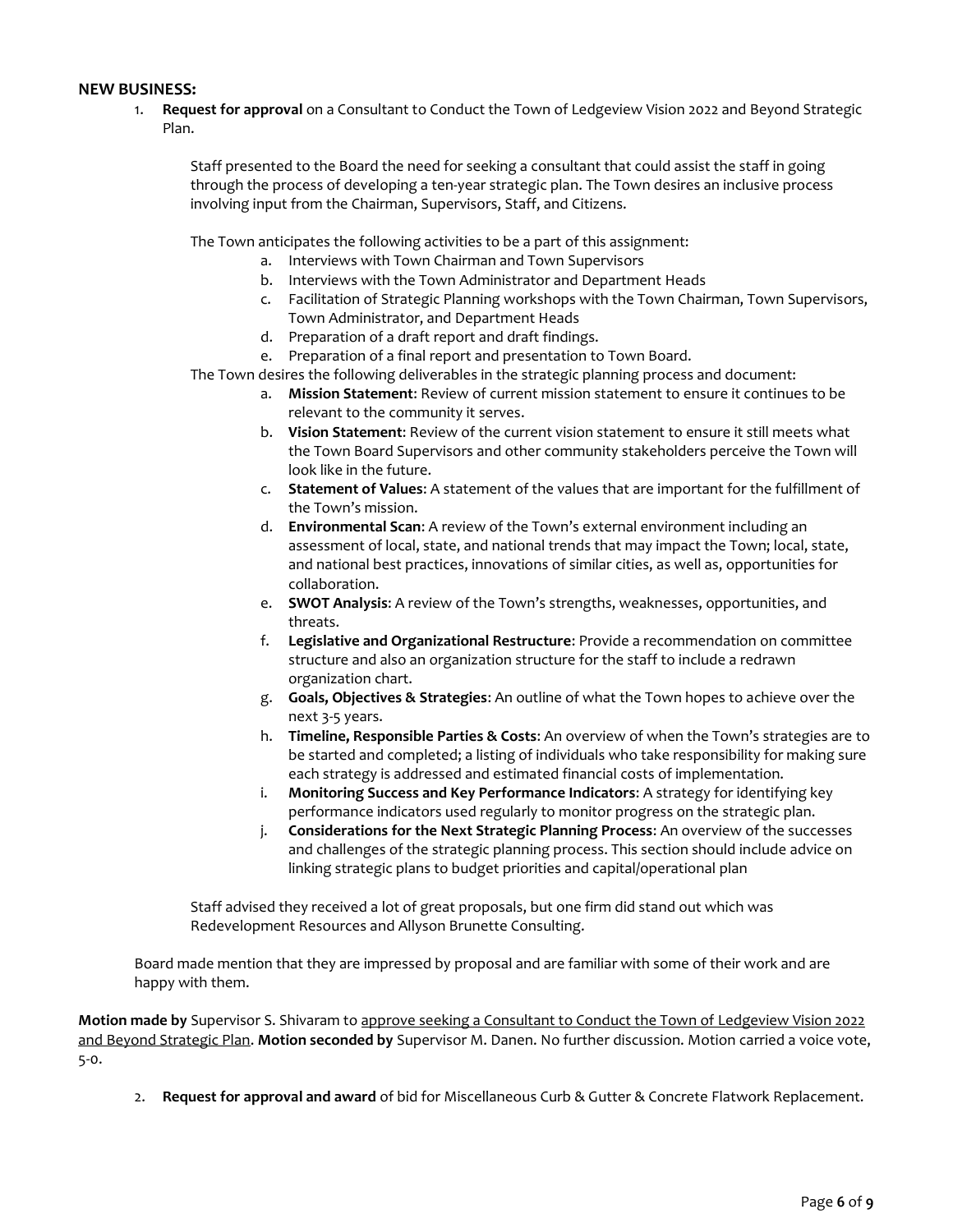**NEW BUSINESS:**

1. **Request for approval** on a Consultant to Conduct the Town of Ledgeview Vision 2022 and Beyond Strategic Plan.

   Staff presented to the Board the need for seeking a consultant that could assist the staff in going through the process of developing a ten-year strategic plan. The Town desires an inclusive process involving input from the Chairman, Supervisors, Staff, and Citizens.

   The Town anticipates the following activities to be a part of this assignment:

   a. Interviews with Town Chairman and Town Supervisors
   b. Interviews with the Town Administrator and Department Heads
   c. Facilitation of Strategic Planning workshops with the Town Chairman, Town Supervisors, Town Administrator, and Department Heads
   d. Preparation of a draft report and draft findings.
   e. Preparation of a final report and presentation to Town Board.

   The Town desires the following deliverables in the strategic planning process and document:

   a. **Mission Statement**: Review of current mission statement to ensure it continues to be relevant to the community it serves.
   b. **Vision Statement**: Review of the current vision statement to ensure it still meets what the Town Board Supervisors and other community stakeholders perceive the Town will look like in the future.
   c. **Statement of Values**: A statement of the values that are important for the fulfillment of the Town's mission.
   d. **Environmental Scan**: A review of the Town's external environment including an assessment of local, state, and national trends that may impact the Town; local, state, and national best practices, innovations of similar cities, as well as, opportunities for collaboration.
   e. **SWOT Analysis**: A review of the Town's strengths, weaknesses, opportunities, and threats.
   f. **Legislative and Organizational Restructure**: Provide a recommendation on committee structure and also an organization structure for the staff to include a redrawn organization chart.
   g. **Goals, Objectives & Strategies**: An outline of what the Town hopes to achieve over the next 3-5 years.
   h. **Timeline, Responsible Parties & Costs**: An overview of when the Town's strategies are to be started and completed; a listing of individuals who take responsibility for making sure each strategy is addressed and estimated financial costs of implementation.
   i. **Monitoring Success and Key Performance Indicators**: A strategy for identifying key performance indicators used regularly to monitor progress on the strategic plan.
   j. **Considerations for the Next Strategic Planning Process**: An overview of the successes and challenges of the strategic planning process. This section should include advice on linking strategic plans to budget priorities and capital/operational plan

   Staff advised they received a lot of great proposals, but one firm did stand out which was Redevelopment Resources and Allyson Brunette Consulting.

   Board made mention that they are impressed by proposal and are familiar with some of their work and are happy with them.

**Motion made by** Supervisor S. Shivaram to approve seeking a Consultant to Conduct the Town of Ledgeview Vision 2022 and Beyond Strategic Plan. **Motion seconded by** Supervisor M. Danen. No further discussion. Motion carried a voice vote, 5-0.

2. **Request for approval and award** of bid for Miscellaneous Curb & Gutter & Concrete Flatwork Replacement.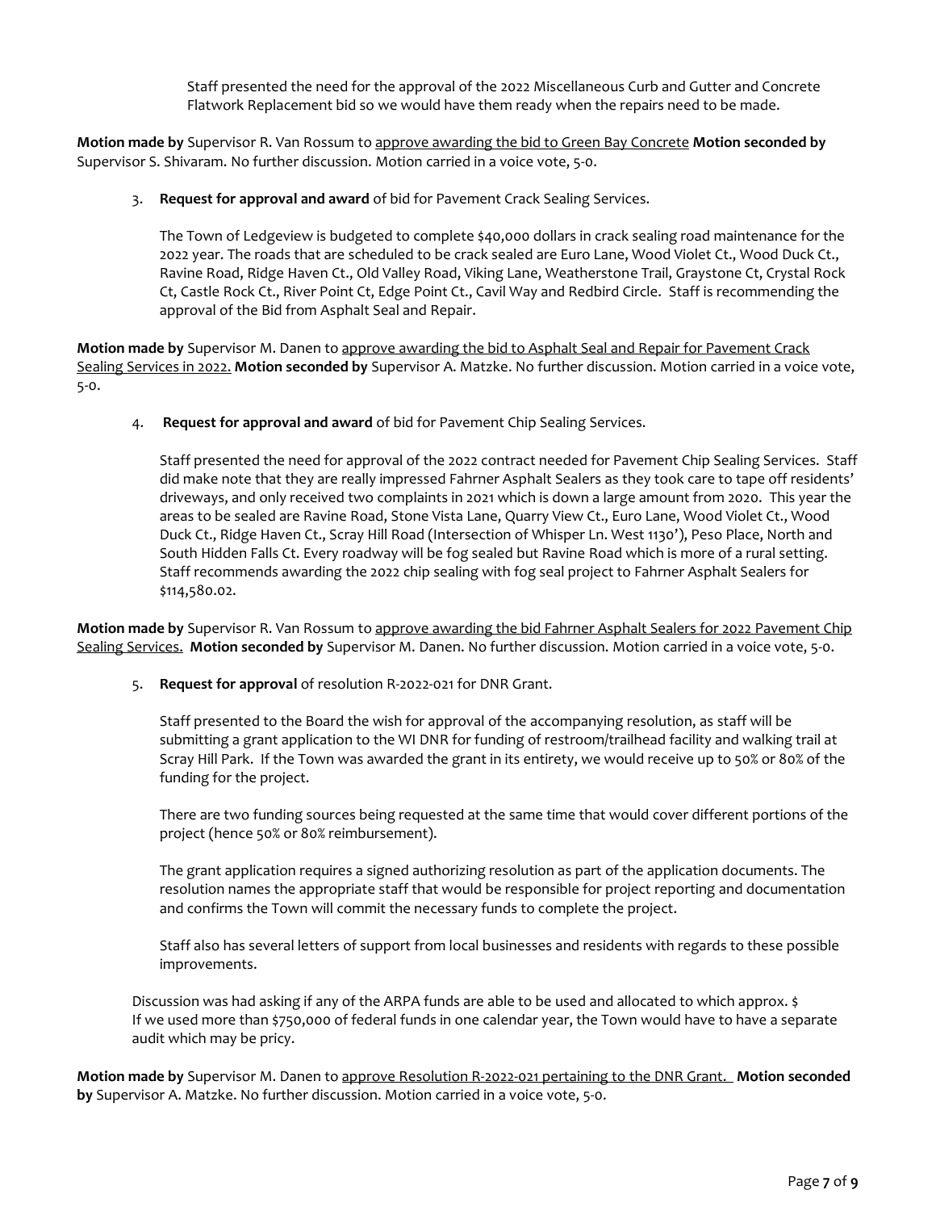Staff presented the need for the approval of the 2022 Miscellaneous Curb and Gutter and Concrete Flatwork Replacement bid so we would have them ready when the repairs need to be made.

**Motion made by** Supervisor R. Van Rossum to <u>approve awarding the bid to Green Bay Concrete</u> **Motion seconded by** Supervisor S. Shivaram. No further discussion. Motion carried in a voice vote, 5-0.

3. **Request for approval and award** of bid for Pavement Crack Sealing Services.

   The Town of Ledgeview is budgeted to complete $40,000 dollars in crack sealing road maintenance for the 2022 year. The roads that are scheduled to be crack sealed are Euro Lane, Wood Violet Ct., Wood Duck Ct., Ravine Road, Ridge Haven Ct., Old Valley Road, Viking Lane, Weatherstone Trail, Graystone Ct, Crystal Rock Ct, Castle Rock Ct., River Point Ct, Edge Point Ct., Cavil Way and Redbird Circle. Staff is recommending the approval of the Bid from Asphalt Seal and Repair.

**Motion made by** Supervisor M. Danen to <u>approve awarding the bid to Asphalt Seal and Repair for Pavement Crack Sealing Services in 2022.</u> **Motion seconded by** Supervisor A. Matzke. No further discussion. Motion carried in a voice vote, 5-0.

4. **Request for approval and award** of bid for Pavement Chip Sealing Services.

   Staff presented the need for approval of the 2022 contract needed for Pavement Chip Sealing Services. Staff did make note that they are really impressed Fahrner Asphalt Sealers as they took care to tape off residents' driveways, and only received two complaints in 2021 which is down a large amount from 2020. This year the areas to be sealed are Ravine Road, Stone Vista Lane, Quarry View Ct., Euro Lane, Wood Violet Ct., Wood Duck Ct., Ridge Haven Ct., Scray Hill Road (Intersection of Whisper Ln. West 1130'), Peso Place, North and South Hidden Falls Ct. Every roadway will be fog sealed but Ravine Road which is more of a rural setting. Staff recommends awarding the 2022 chip sealing with fog seal project to Fahrner Asphalt Sealers for $114,580.02.

**Motion made by** Supervisor R. Van Rossum to <u>approve awarding the bid Fahrner Asphalt Sealers for 2022 Pavement Chip Sealing Services.</u> **Motion seconded by** Supervisor M. Danen. No further discussion. Motion carried in a voice vote, 5-0.

5. **Request for approval** of resolution R-2022-021 for DNR Grant.

   Staff presented to the Board the wish for approval of the accompanying resolution, as staff will be submitting a grant application to the WI DNR for funding of restroom/trailhead facility and walking trail at Scray Hill Park. If the Town was awarded the grant in its entirety, we would receive up to 50% or 80% of the funding for the project.

   There are two funding sources being requested at the same time that would cover different portions of the project (hence 50% or 80% reimbursement).

   The grant application requires a signed authorizing resolution as part of the application documents. The resolution names the appropriate staff that would be responsible for project reporting and documentation and confirms the Town will commit the necessary funds to complete the project.

   Staff also has several letters of support from local businesses and residents with regards to these possible improvements.

   Discussion was had asking if any of the ARPA funds are able to be used and allocated to which approx. $
   If we used more than $750,000 of federal funds in one calendar year, the Town would have to have a separate audit which may be pricy.

**Motion made by** Supervisor M. Danen to <u>approve Resolution R-2022-021 pertaining to the DNR Grant.</u> **Motion seconded by** Supervisor A. Matzke. No further discussion. Motion carried in a voice vote, 5-0.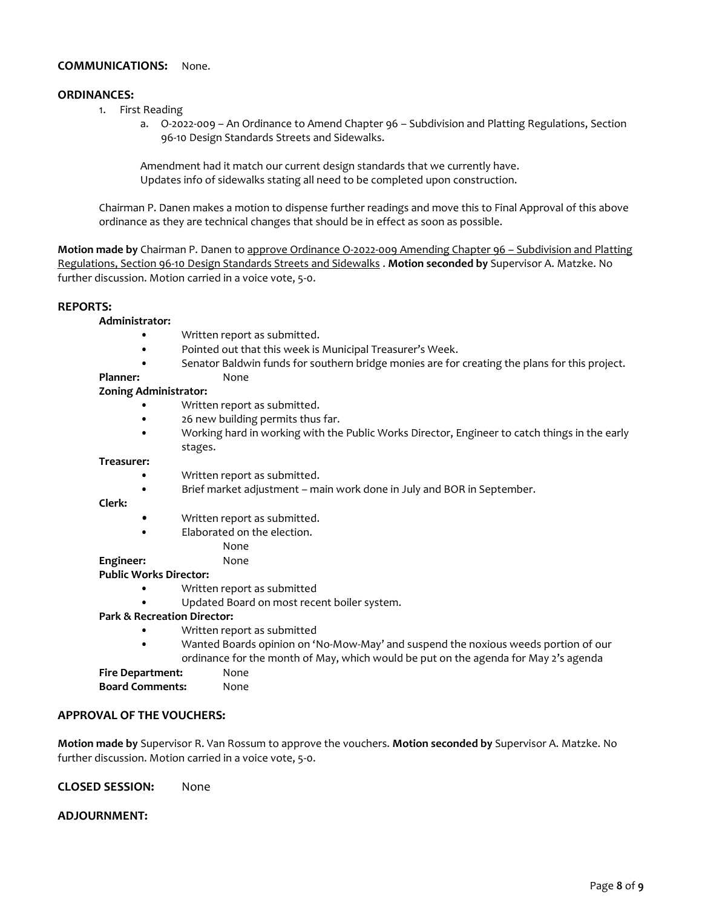**COMMUNICATIONS:** None.

## ORDINANCES:

1. First Reading
   a. O-2022-009 – An Ordinance to Amend Chapter 96 – Subdivision and Platting Regulations, Section 96-10 Design Standards Streets and Sidewalks.

      Amendment had it match our current design standards that we currently have.
      Updates info of sidewalks stating all need to be completed upon construction.

   Chairman P. Danen makes a motion to dispense further readings and move this to Final Approval of this above ordinance as they are technical changes that should be in effect as soon as possible.

**Motion made by** Chairman P. Danen to <u>approve Ordinance O-2022-009 Amending Chapter 96 – Subdivision and Platting Regulations, Section 96-10 Design Standards Streets and Sidewalks</u> . **Motion seconded by** Supervisor A. Matzke. No further discussion. Motion carried in a voice vote, 5-0.

## REPORTS:

**Administrator:**

- Written report as submitted.
- Pointed out that this week is Municipal Treasurer's Week.
- Senator Baldwin funds for southern bridge monies are for creating the plans for this project.

**Planner:** None

**Zoning Administrator:**

- Written report as submitted.
- 26 new building permits thus far.
- Working hard in working with the Public Works Director, Engineer to catch things in the early stages.

**Treasurer:**

- Written report as submitted.
- Brief market adjustment – main work done in July and BOR in September.

**Clerk:**

- Written report as submitted.
- Elaborated on the election.

None

**Engineer:** None

**Public Works Director:**

- Written report as submitted
- Updated Board on most recent boiler system.

**Park & Recreation Director:**

- Written report as submitted
- Wanted Boards opinion on 'No-Mow-May' and suspend the noxious weeds portion of our ordinance for the month of May, which would be put on the agenda for May 2's agenda

**Fire Department:** None

**Board Comments:** None

## APPROVAL OF THE VOUCHERS:

**Motion made by** Supervisor R. Van Rossum to approve the vouchers. **Motion seconded by** Supervisor A. Matzke. No further discussion. Motion carried in a voice vote, 5-0.

**CLOSED SESSION:** None

## ADJOURNMENT: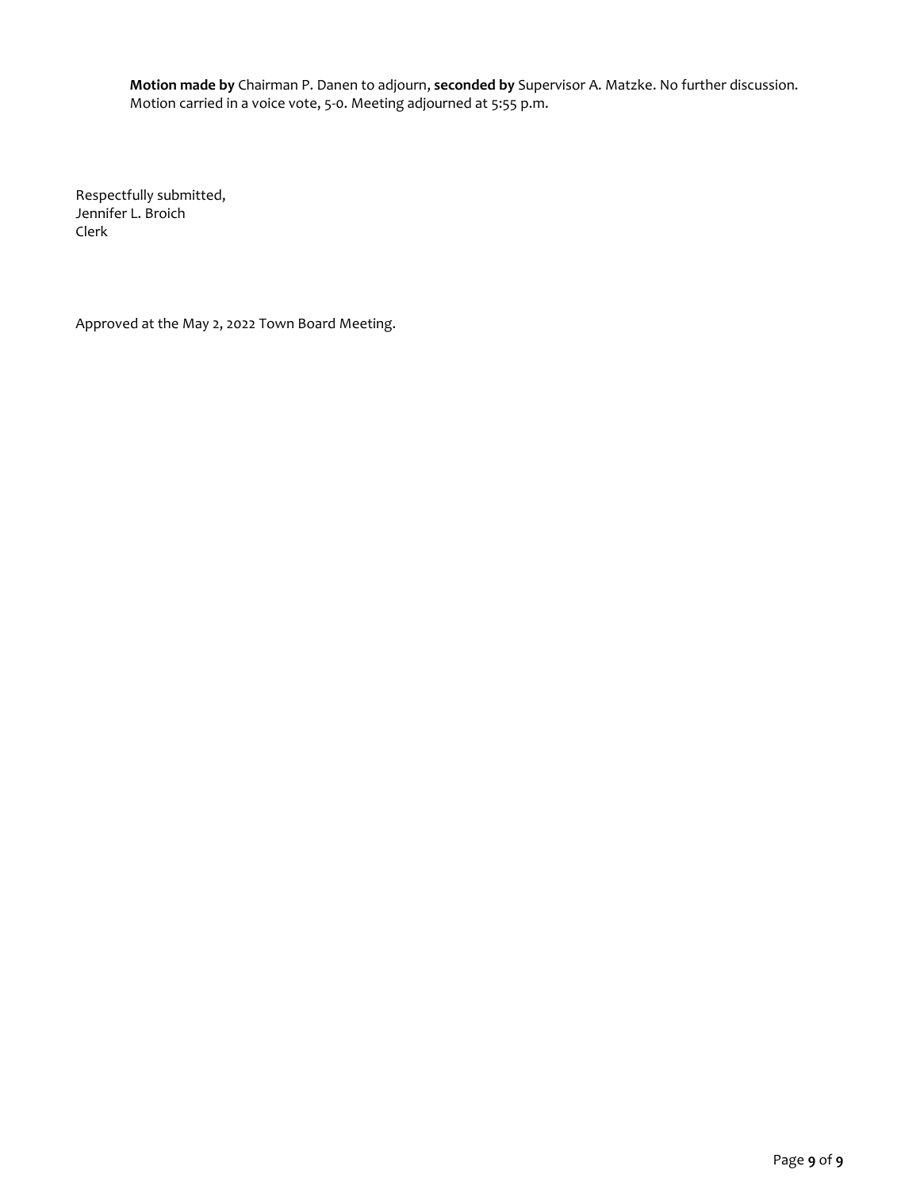**Motion made by** Chairman P. Danen to adjourn, **seconded by** Supervisor A. Matzke. No further discussion. Motion carried in a voice vote, 5-0. Meeting adjourned at 5:55 p.m.

Respectfully submitted,
Jennifer L. Broich
Clerk

Approved at the May 2, 2022 Town Board Meeting.